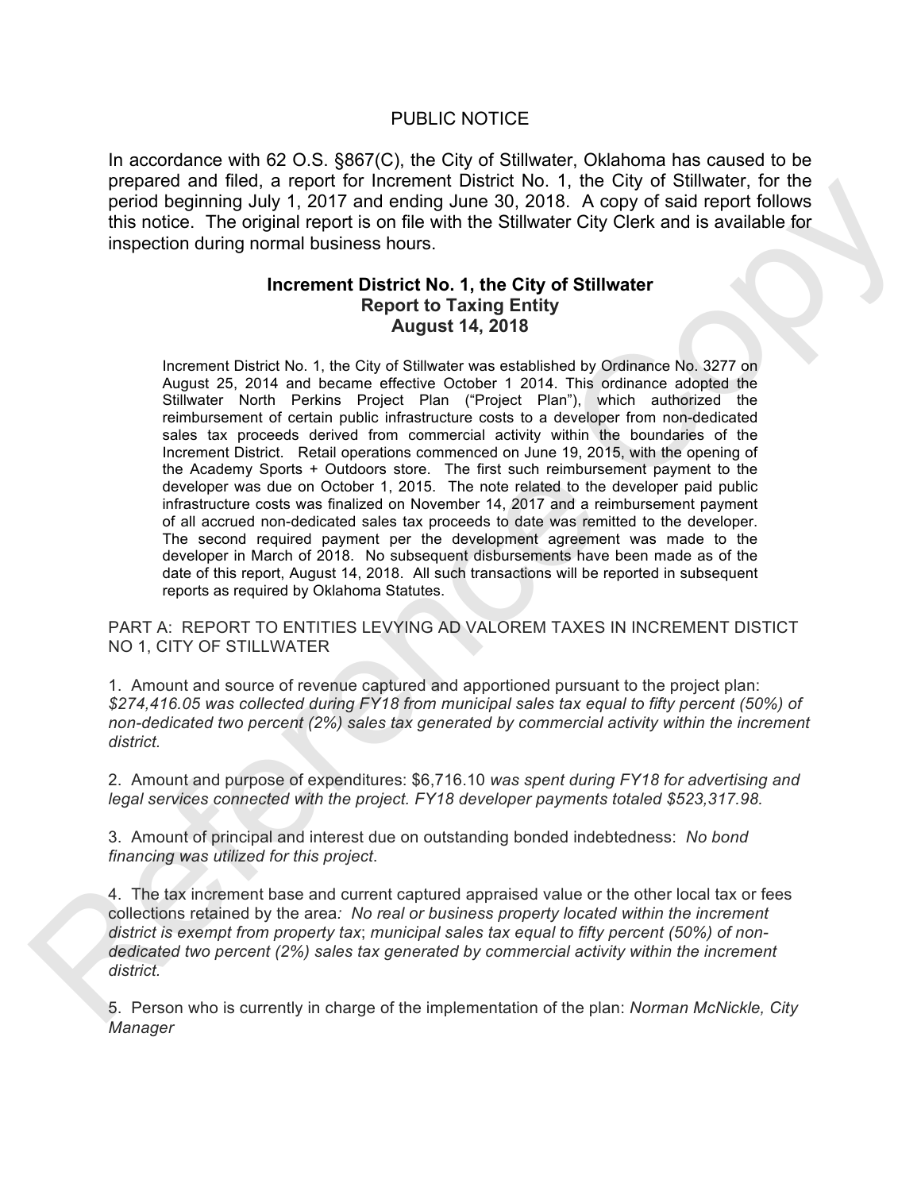PUBLIC NOTICE

In accordance with 62 O.S. §867(C), the City of Stillwater, Oklahoma has caused to be prepared and filed, a report for Increment District No. 1, the City of Stillwater, for the period beginning July 1, 2017 and ending June 30, 2018. A copy of said report follows this notice. The original report is on file with the Stillwater City Clerk and is available for inspection during normal business hours.

## Increment District No. 1, the City of Stillwater
## Report to Taxing Entity
## August 14, 2018

Increment District No. 1, the City of Stillwater was established by Ordinance No. 3277 on August 25, 2014 and became effective October 1 2014. This ordinance adopted the Stillwater North Perkins Project Plan ("Project Plan"), which authorized the reimbursement of certain public infrastructure costs to a developer from non-dedicated sales tax proceeds derived from commercial activity within the boundaries of the Increment District. Retail operations commenced on June 19, 2015, with the opening of the Academy Sports + Outdoors store. The first such reimbursement payment to the developer was due on October 1, 2015. The note related to the developer paid public infrastructure costs was finalized on November 14, 2017 and a reimbursement payment of all accrued non-dedicated sales tax proceeds to date was remitted to the developer. The second required payment per the development agreement was made to the developer in March of 2018. No subsequent disbursements have been made as of the date of this report, August 14, 2018. All such transactions will be reported in subsequent reports as required by Oklahoma Statutes.

PART A: REPORT TO ENTITIES LEVYING AD VALOREM TAXES IN INCREMENT DISTICT NO 1, CITY OF STILLWATER

1. Amount and source of revenue captured and apportioned pursuant to the project plan: *$274,416.05 was collected during FY18 from municipal sales tax equal to fifty percent (50%) of non-dedicated two percent (2%) sales tax generated by commercial activity within the increment district.*

2. Amount and purpose of expenditures: $6,716.10 *was spent during FY18 for advertising and legal services connected with the project. FY18 developer payments totaled $523,317.98.*

3. Amount of principal and interest due on outstanding bonded indebtedness: *No bond financing was utilized for this project*.

4. The tax increment base and current captured appraised value or the other local tax or fees collections retained by the area*: No real or business property located within the increment district is exempt from property tax*; *municipal sales tax equal to fifty percent (50%) of non-dedicated two percent (2%) sales tax generated by commercial activity within the increment district.*

5. Person who is currently in charge of the implementation of the plan: *Norman McNickle, City Manager*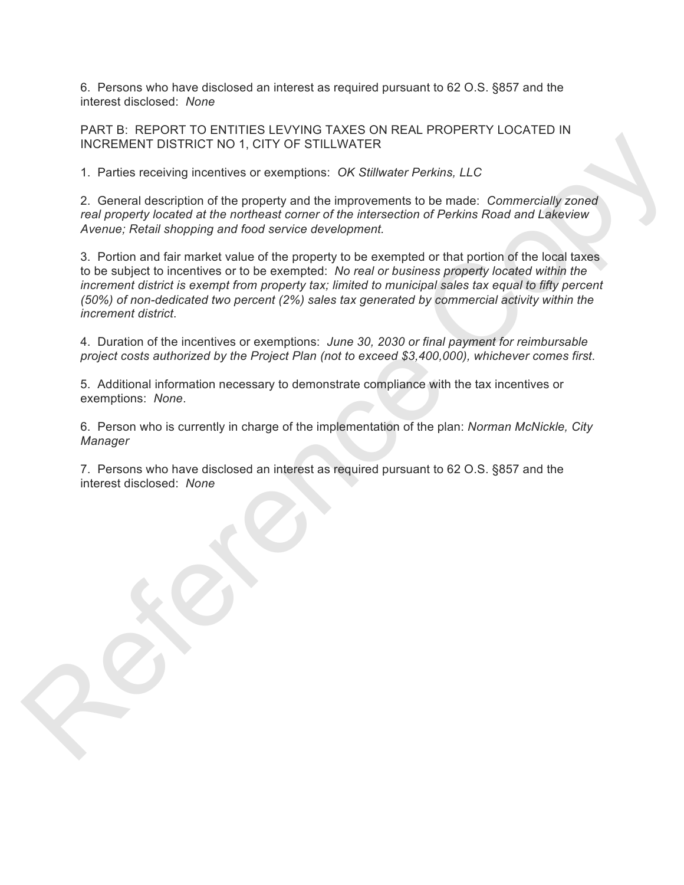6. Persons who have disclosed an interest as required pursuant to 62 O.S. §857 and the interest disclosed: *None*

PART B: REPORT TO ENTITIES LEVYING TAXES ON REAL PROPERTY LOCATED IN INCREMENT DISTRICT NO 1, CITY OF STILLWATER

1. Parties receiving incentives or exemptions: *OK Stillwater Perkins, LLC*

2. General description of the property and the improvements to be made: *Commercially zoned real property located at the northeast corner of the intersection of Perkins Road and Lakeview Avenue; Retail shopping and food service development.*

3. Portion and fair market value of the property to be exempted or that portion of the local taxes to be subject to incentives or to be exempted: *No real or business property located within the increment district is exempt from property tax; limited to municipal sales tax equal to fifty percent (50%) of non-dedicated two percent (2%) sales tax generated by commercial activity within the increment district*.

4. Duration of the incentives or exemptions: *June 30, 2030 or final payment for reimbursable project costs authorized by the Project Plan (not to exceed $3,400,000), whichever comes first*.

5. Additional information necessary to demonstrate compliance with the tax incentives or exemptions: *None*.

6. Person who is currently in charge of the implementation of the plan: *Norman McNickle, City Manager*

7. Persons who have disclosed an interest as required pursuant to 62 O.S. §857 and the interest disclosed: *None*